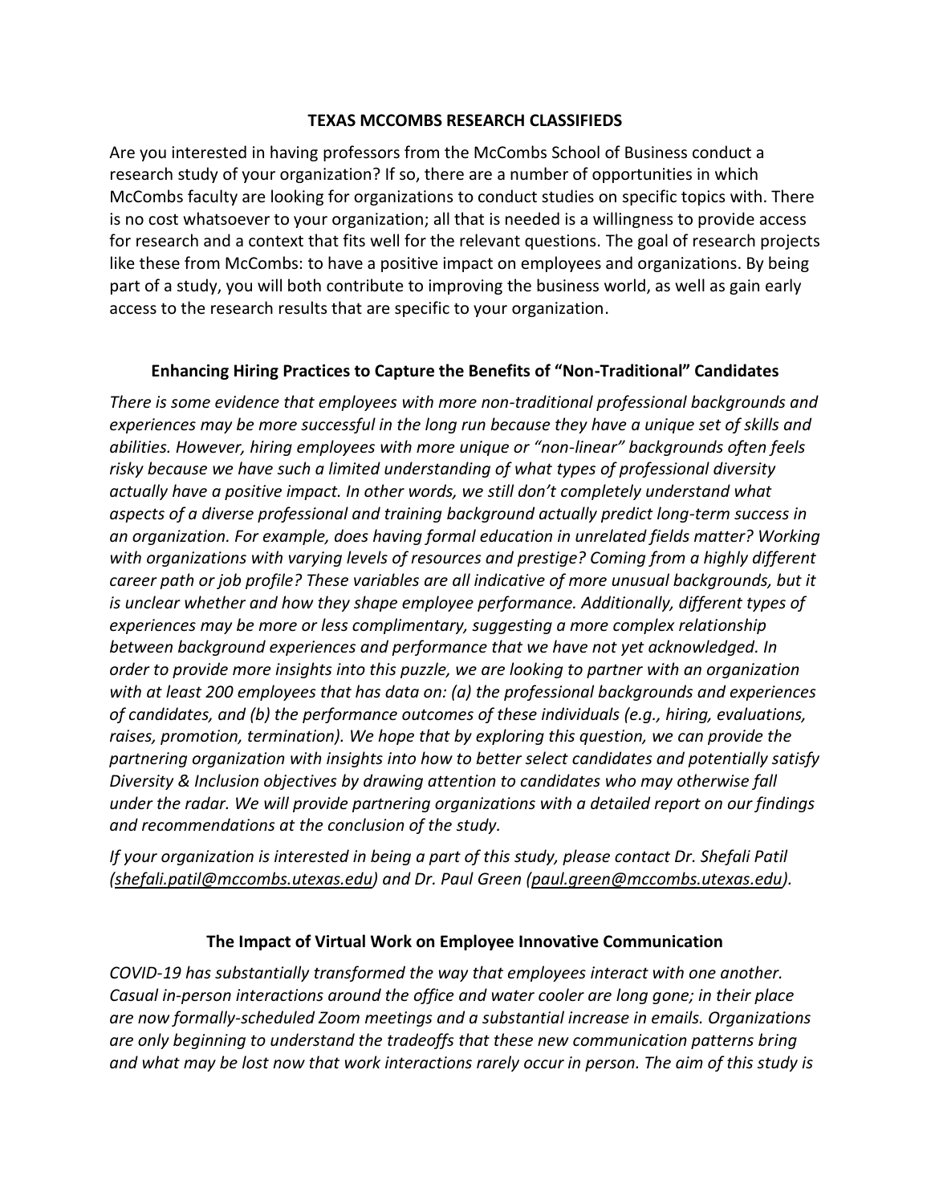# TEXAS MCCOMBS RESEARCH CLASSIFIEDS

Are you interested in having professors from the McCombs School of Business conduct a research study of your organization? If so, there are a number of opportunities in which McCombs faculty are looking for organizations to conduct studies on specific topics with. There is no cost whatsoever to your organization; all that is needed is a willingness to provide access for research and a context that fits well for the relevant questions. The goal of research projects like these from McCombs: to have a positive impact on employees and organizations. By being part of a study, you will both contribute to improving the business world, as well as gain early access to the research results that are specific to your organization.

## Enhancing Hiring Practices to Capture the Benefits of "Non-Traditional" Candidates

*There is some evidence that employees with more non-traditional professional backgrounds and experiences may be more successful in the long run because they have a unique set of skills and abilities. However, hiring employees with more unique or "non-linear" backgrounds often feels risky because we have such a limited understanding of what types of professional diversity actually have a positive impact. In other words, we still don't completely understand what aspects of a diverse professional and training background actually predict long-term success in an organization. For example, does having formal education in unrelated fields matter? Working with organizations with varying levels of resources and prestige? Coming from a highly different career path or job profile? These variables are all indicative of more unusual backgrounds, but it is unclear whether and how they shape employee performance. Additionally, different types of experiences may be more or less complimentary, suggesting a more complex relationship between background experiences and performance that we have not yet acknowledged. In order to provide more insights into this puzzle, we are looking to partner with an organization with at least 200 employees that has data on: (a) the professional backgrounds and experiences of candidates, and (b) the performance outcomes of these individuals (e.g., hiring, evaluations, raises, promotion, termination). We hope that by exploring this question, we can provide the partnering organization with insights into how to better select candidates and potentially satisfy Diversity & Inclusion objectives by drawing attention to candidates who may otherwise fall under the radar. We will provide partnering organizations with a detailed report on our findings and recommendations at the conclusion of the study.*

*If your organization is interested in being a part of this study, please contact Dr. Shefali Patil (shefali.patil@mccombs.utexas.edu) and Dr. Paul Green (paul.green@mccombs.utexas.edu).*

## The Impact of Virtual Work on Employee Innovative Communication

*COVID-19 has substantially transformed the way that employees interact with one another. Casual in-person interactions around the office and water cooler are long gone; in their place are now formally-scheduled Zoom meetings and a substantial increase in emails. Organizations are only beginning to understand the tradeoffs that these new communication patterns bring and what may be lost now that work interactions rarely occur in person. The aim of this study is*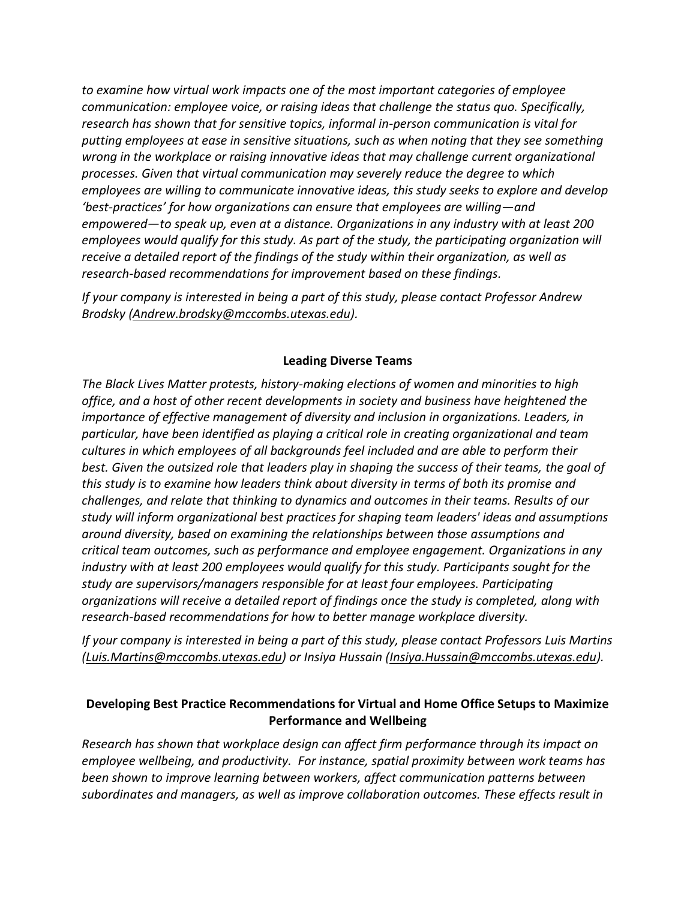*to examine how virtual work impacts one of the most important categories of employee communication: employee voice, or raising ideas that challenge the status quo. Specifically, research has shown that for sensitive topics, informal in-person communication is vital for putting employees at ease in sensitive situations, such as when noting that they see something wrong in the workplace or raising innovative ideas that may challenge current organizational processes. Given that virtual communication may severely reduce the degree to which employees are willing to communicate innovative ideas, this study seeks to explore and develop 'best-practices' for how organizations can ensure that employees are willing—and empowered—to speak up, even at a distance. Organizations in any industry with at least 200 employees would qualify for this study. As part of the study, the participating organization will receive a detailed report of the findings of the study within their organization, as well as research-based recommendations for improvement based on these findings.*

*If your company is interested in being a part of this study, please contact Professor Andrew Brodsky (Andrew.brodsky@mccombs.utexas.edu).*

**Leading Diverse Teams**

*The Black Lives Matter protests, history-making elections of women and minorities to high office, and a host of other recent developments in society and business have heightened the importance of effective management of diversity and inclusion in organizations. Leaders, in particular, have been identified as playing a critical role in creating organizational and team cultures in which employees of all backgrounds feel included and are able to perform their best. Given the outsized role that leaders play in shaping the success of their teams, the goal of this study is to examine how leaders think about diversity in terms of both its promise and challenges, and relate that thinking to dynamics and outcomes in their teams. Results of our study will inform organizational best practices for shaping team leaders' ideas and assumptions around diversity, based on examining the relationships between those assumptions and critical team outcomes, such as performance and employee engagement. Organizations in any industry with at least 200 employees would qualify for this study. Participants sought for the study are supervisors/managers responsible for at least four employees. Participating organizations will receive a detailed report of findings once the study is completed, along with research-based recommendations for how to better manage workplace diversity.*

*If your company is interested in being a part of this study, please contact Professors Luis Martins (Luis.Martins@mccombs.utexas.edu) or Insiya Hussain (Insiya.Hussain@mccombs.utexas.edu).*

**Developing Best Practice Recommendations for Virtual and Home Office Setups to Maximize Performance and Wellbeing**

*Research has shown that workplace design can affect firm performance through its impact on employee wellbeing, and productivity. For instance, spatial proximity between work teams has been shown to improve learning between workers, affect communication patterns between subordinates and managers, as well as improve collaboration outcomes. These effects result in*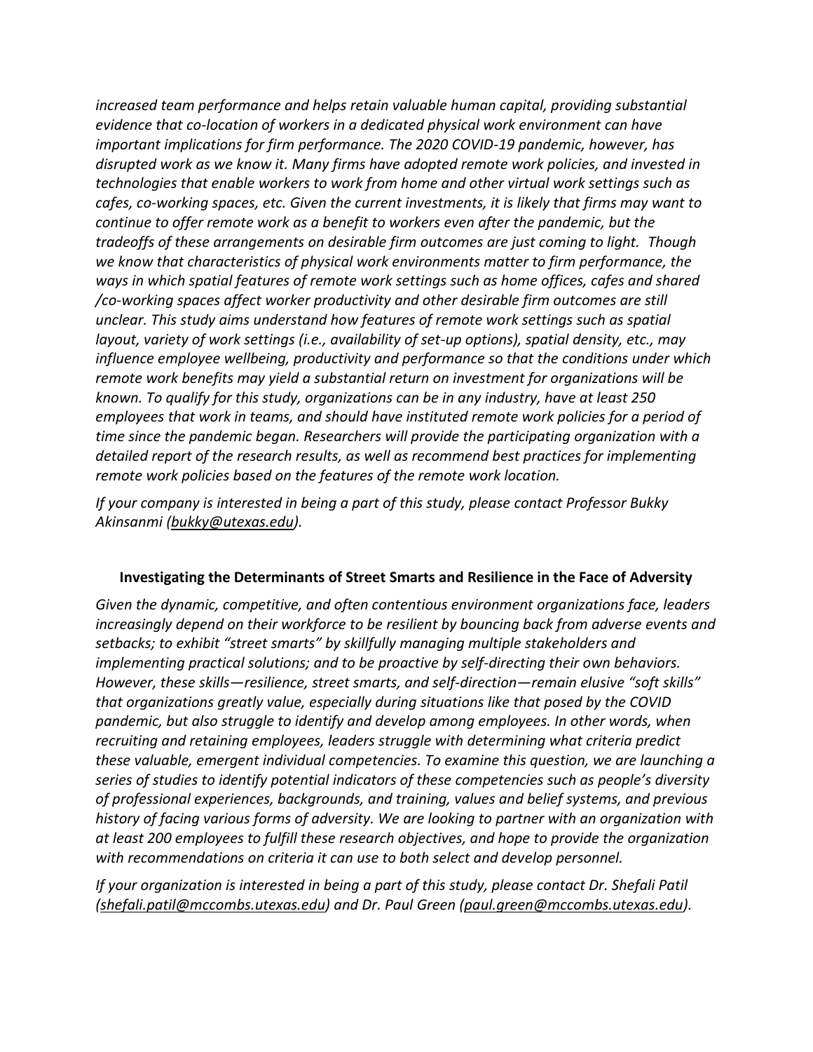*increased team performance and helps retain valuable human capital, providing substantial evidence that co-location of workers in a dedicated physical work environment can have important implications for firm performance. The 2020 COVID-19 pandemic, however, has disrupted work as we know it. Many firms have adopted remote work policies, and invested in technologies that enable workers to work from home and other virtual work settings such as cafes, co-working spaces, etc. Given the current investments, it is likely that firms may want to continue to offer remote work as a benefit to workers even after the pandemic, but the tradeoffs of these arrangements on desirable firm outcomes are just coming to light. Though we know that characteristics of physical work environments matter to firm performance, the ways in which spatial features of remote work settings such as home offices, cafes and shared /co-working spaces affect worker productivity and other desirable firm outcomes are still unclear. This study aims understand how features of remote work settings such as spatial layout, variety of work settings (i.e., availability of set-up options), spatial density, etc., may influence employee wellbeing, productivity and performance so that the conditions under which remote work benefits may yield a substantial return on investment for organizations will be known. To qualify for this study, organizations can be in any industry, have at least 250 employees that work in teams, and should have instituted remote work policies for a period of time since the pandemic began. Researchers will provide the participating organization with a detailed report of the research results, as well as recommend best practices for implementing remote work policies based on the features of the remote work location.*

*If your company is interested in being a part of this study, please contact Professor Bukky Akinsanmi (bukky@utexas.edu).*

### Investigating the Determinants of Street Smarts and Resilience in the Face of Adversity

*Given the dynamic, competitive, and often contentious environment organizations face, leaders increasingly depend on their workforce to be resilient by bouncing back from adverse events and setbacks; to exhibit "street smarts" by skillfully managing multiple stakeholders and implementing practical solutions; and to be proactive by self-directing their own behaviors. However, these skills—resilience, street smarts, and self-direction—remain elusive "soft skills" that organizations greatly value, especially during situations like that posed by the COVID pandemic, but also struggle to identify and develop among employees. In other words, when recruiting and retaining employees, leaders struggle with determining what criteria predict these valuable, emergent individual competencies. To examine this question, we are launching a series of studies to identify potential indicators of these competencies such as people's diversity of professional experiences, backgrounds, and training, values and belief systems, and previous history of facing various forms of adversity. We are looking to partner with an organization with at least 200 employees to fulfill these research objectives, and hope to provide the organization with recommendations on criteria it can use to both select and develop personnel.*

*If your organization is interested in being a part of this study, please contact Dr. Shefali Patil (shefali.patil@mccombs.utexas.edu) and Dr. Paul Green (paul.green@mccombs.utexas.edu).*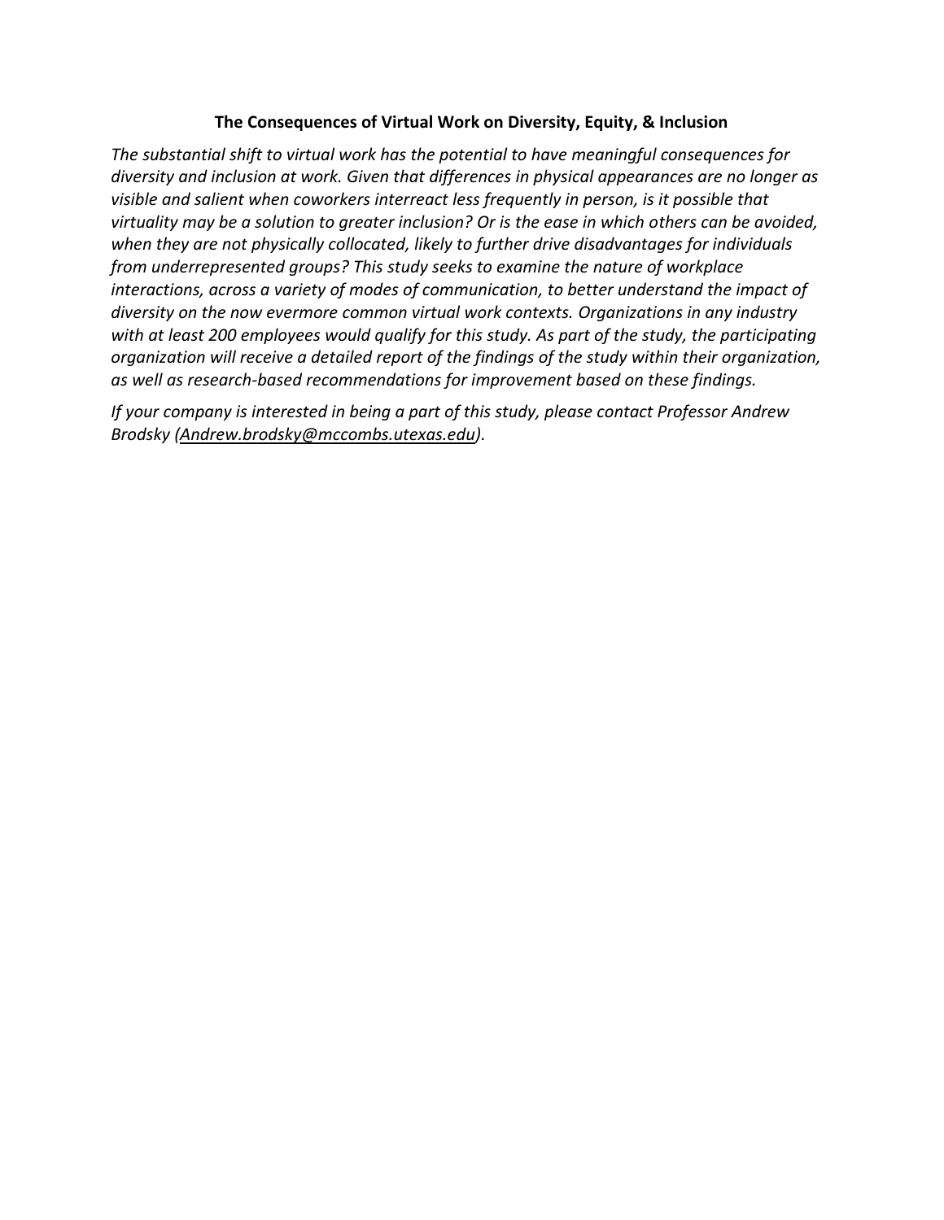**The Consequences of Virtual Work on Diversity, Equity, & Inclusion**

*The substantial shift to virtual work has the potential to have meaningful consequences for diversity and inclusion at work. Given that differences in physical appearances are no longer as visible and salient when coworkers interreact less frequently in person, is it possible that virtuality may be a solution to greater inclusion? Or is the ease in which others can be avoided, when they are not physically collocated, likely to further drive disadvantages for individuals from underrepresented groups? This study seeks to examine the nature of workplace interactions, across a variety of modes of communication, to better understand the impact of diversity on the now evermore common virtual work contexts. Organizations in any industry with at least 200 employees would qualify for this study. As part of the study, the participating organization will receive a detailed report of the findings of the study within their organization, as well as research-based recommendations for improvement based on these findings.*

*If your company is interested in being a part of this study, please contact Professor Andrew Brodsky (Andrew.brodsky@mccombs.utexas.edu).*